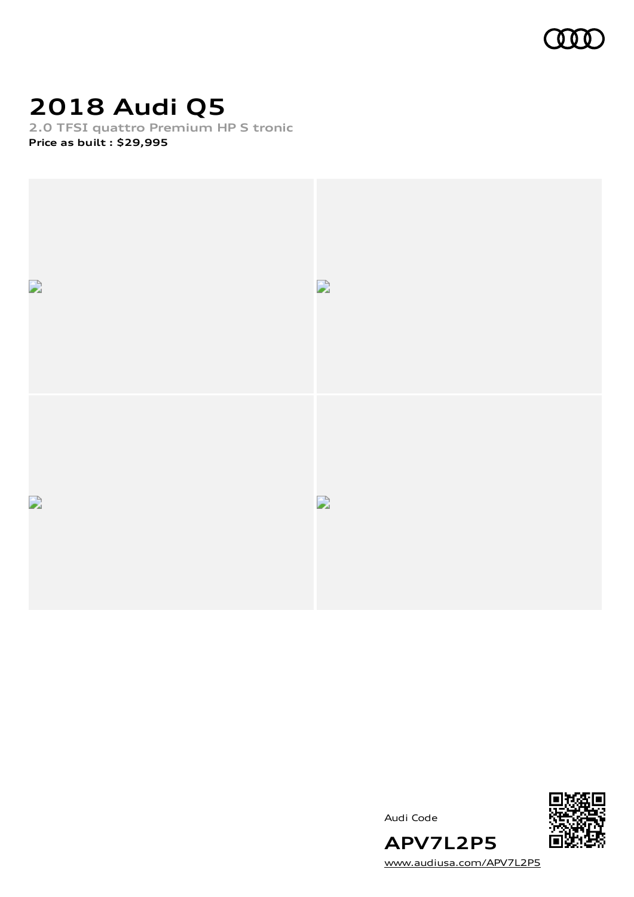# 2018 Audi Q5

**2.0 TFSI quattro Premium HP S tronic**

**Price as built : $29,995**

Audi Code

**APV7L2P5**

[www.audiusa.com/APV7L2P5](http://www.audiusa.com/APV7L2P5)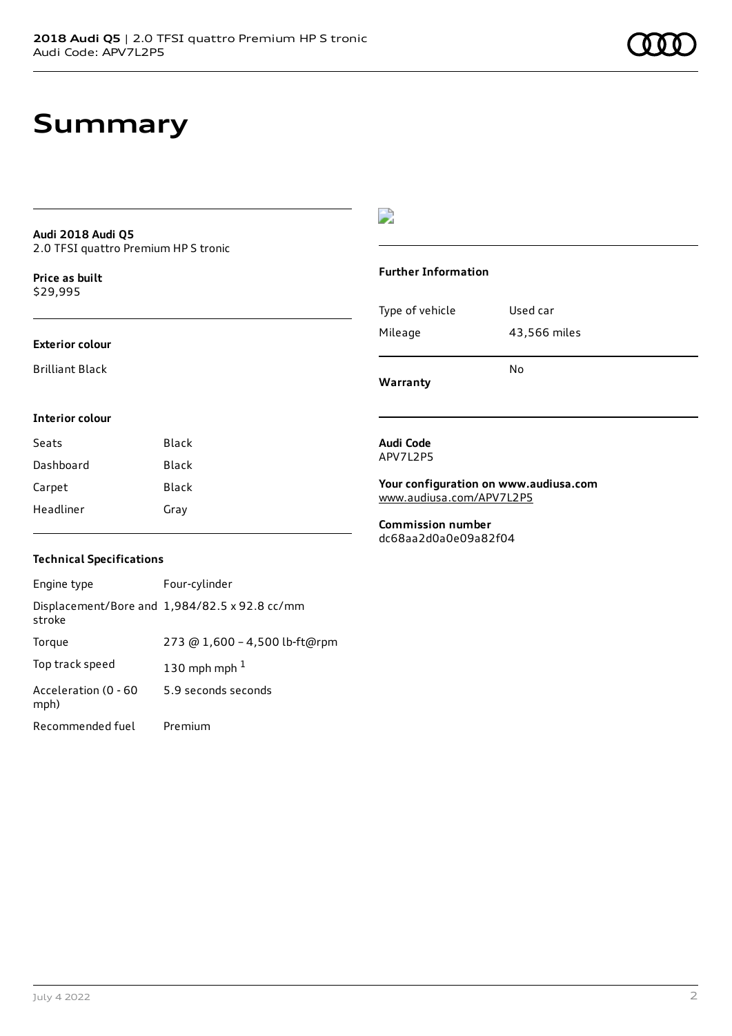# Summary

**Audi 2018 Audi Q5**
2.0 TFSI quattro Premium HP S tronic

**Price as built**
$29,995

### Exterior colour

Brilliant Black

### Interior colour

| Seats | Black |
| --- | --- |
| Dashboard | Black |
| Carpet | Black |
| Headliner | Gray |

### Technical Specifications

| Engine type | Four-cylinder |
| --- | --- |
| Displacement/Bore and stroke | 1,984/82.5 x 92.8 cc/mm |
| Torque | 273 @ 1,600 – 4,500 lb-ft@rpm |
| Top track speed | 130 mph mph [1] |
| Acceleration (0 - 60 mph) | 5.9 seconds seconds |
| Recommended fuel | Premium |

### Further Information

| Type of vehicle | Used car |
| --- | --- |
| Mileage | 43,566 miles |
| **Warranty** | No |

**Audi Code**
APV7L2P5

**Your configuration on www.audiusa.com**
www.audiusa.com/APV7L2P5

**Commission number**
dc68aa2d0a0e09a82f04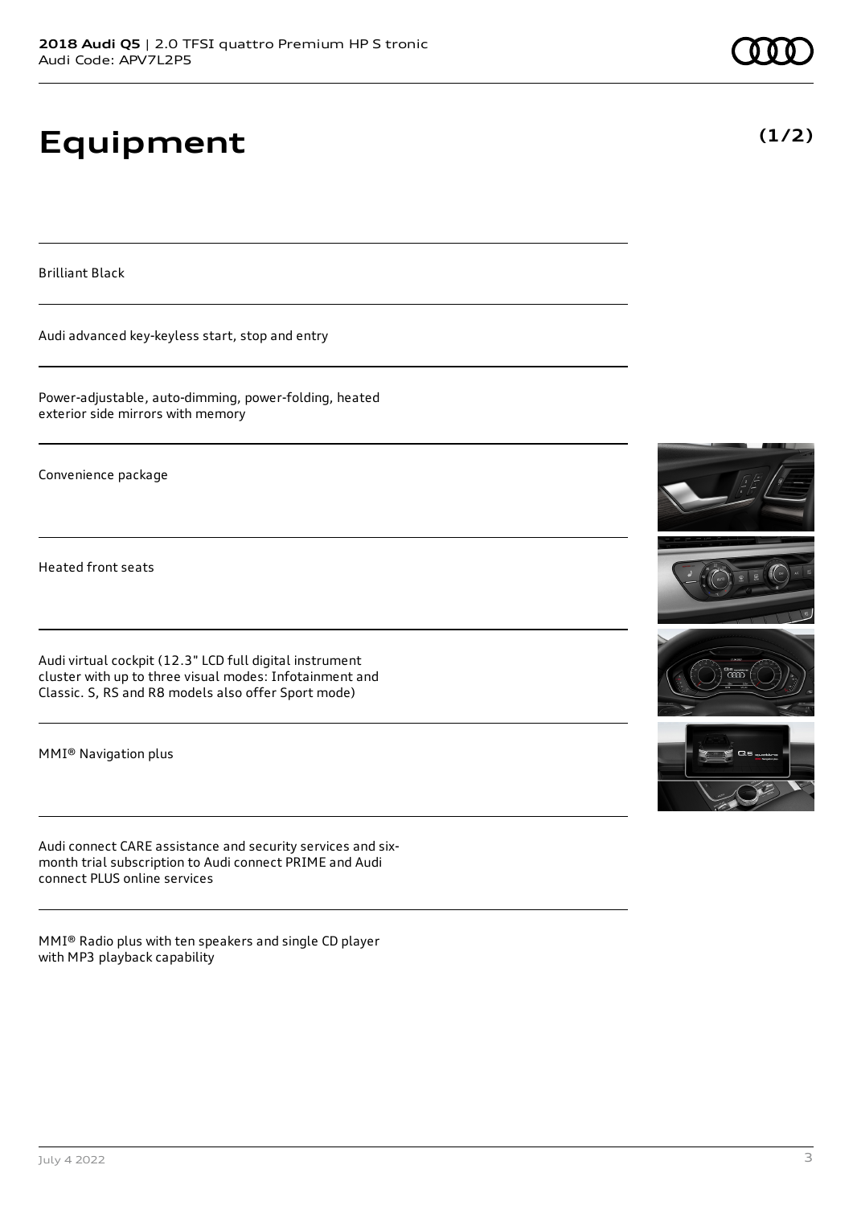# Equipment

**(1/2)**

Brilliant Black

Audi advanced key-keyless start, stop and entry

Power-adjustable, auto-dimming, power-folding, heated exterior side mirrors with memory

Convenience package

Heated front seats

Audi virtual cockpit (12.3" LCD full digital instrument cluster with up to three visual modes: Infotainment and Classic. S, RS and R8 models also offer Sport mode)

MMI® Navigation plus

Audi connect CARE assistance and security services and six-month trial subscription to Audi connect PRIME and Audi connect PLUS online services

MMI® Radio plus with ten speakers and single CD player with MP3 playback capability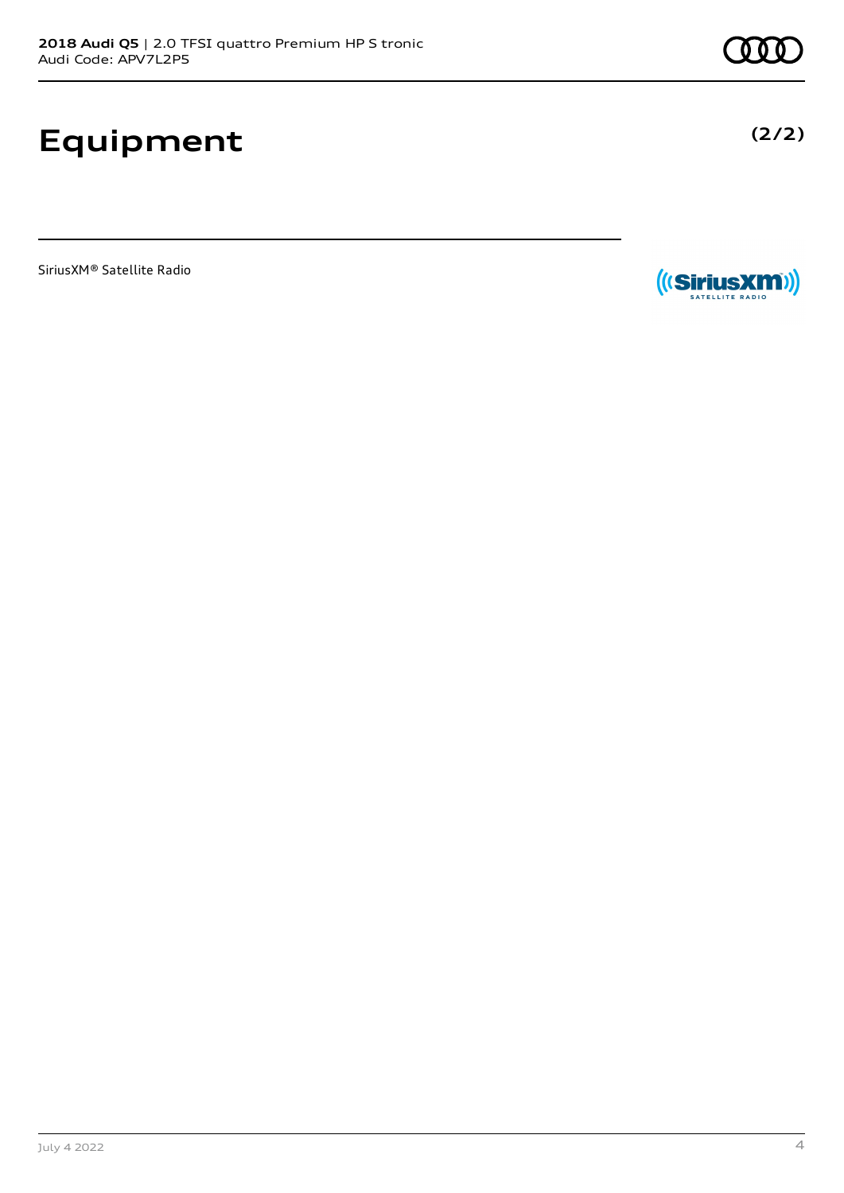# Equipment

(2/2)

SiriusXM® Satellite Radio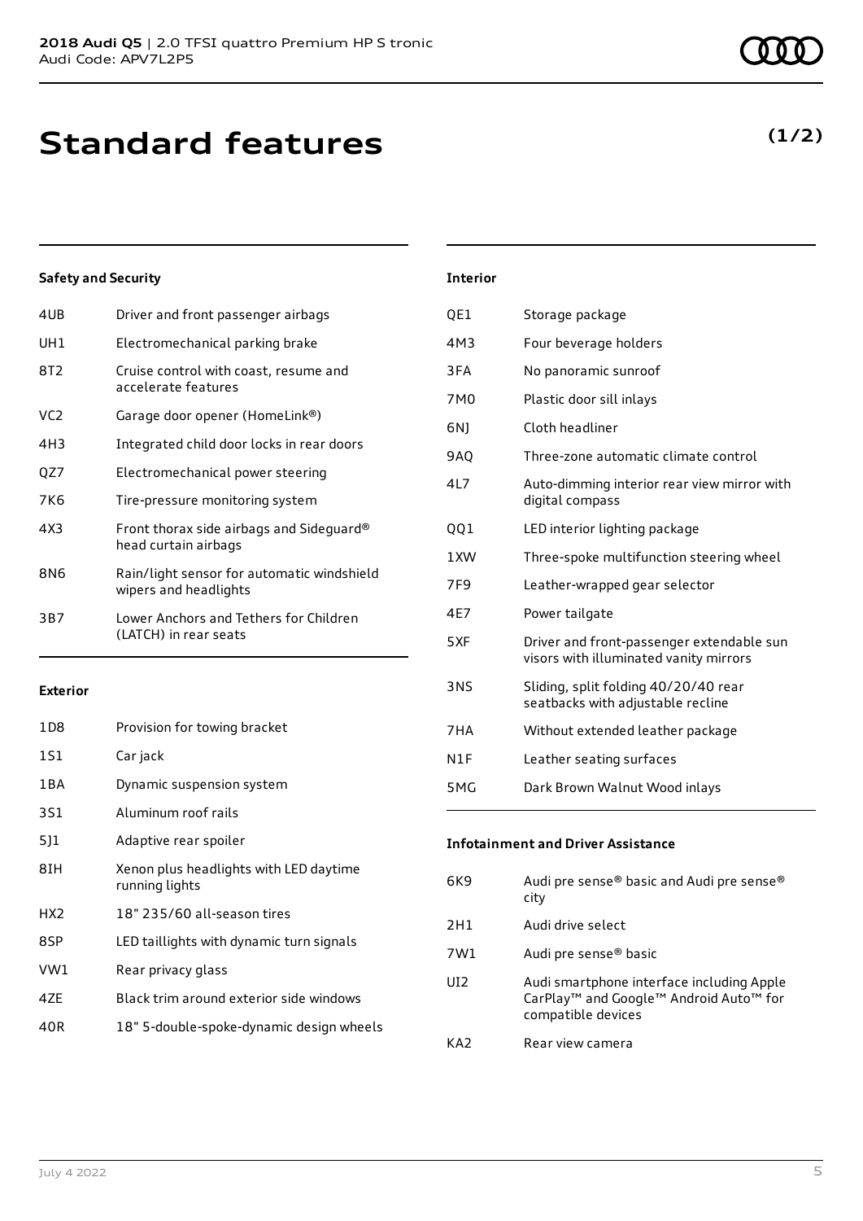# Standard features

**(1/2)**

### Safety and Security

| | |
|---|---|
| 4UB | Driver and front passenger airbags |
| UH1 | Electromechanical parking brake |
| 8T2 | Cruise control with coast, resume and accelerate features |
| VC2 | Garage door opener (HomeLink®) |
| 4H3 | Integrated child door locks in rear doors |
| QZ7 | Electromechanical power steering |
| 7K6 | Tire-pressure monitoring system |
| 4X3 | Front thorax side airbags and Sideguard® head curtain airbags |
| 8N6 | Rain/light sensor for automatic windshield wipers and headlights |
| 3B7 | Lower Anchors and Tethers for Children (LATCH) in rear seats |

### Exterior

| | |
|---|---|
| 1D8 | Provision for towing bracket |
| 1S1 | Car jack |
| 1BA | Dynamic suspension system |
| 3S1 | Aluminum roof rails |
| 5J1 | Adaptive rear spoiler |
| 8IH | Xenon plus headlights with LED daytime running lights |
| HX2 | 18" 235/60 all-season tires |
| 8SP | LED taillights with dynamic turn signals |
| VW1 | Rear privacy glass |
| 4ZE | Black trim around exterior side windows |
| 40R | 18" 5-double-spoke-dynamic design wheels |

### Interior

| | |
|---|---|
| QE1 | Storage package |
| 4M3 | Four beverage holders |
| 3FA | No panoramic sunroof |
| 7M0 | Plastic door sill inlays |
| 6NJ | Cloth headliner |
| 9AQ | Three-zone automatic climate control |
| 4L7 | Auto-dimming interior rear view mirror with digital compass |
| QQ1 | LED interior lighting package |
| 1XW | Three-spoke multifunction steering wheel |
| 7F9 | Leather-wrapped gear selector |
| 4E7 | Power tailgate |
| 5XF | Driver and front-passenger extendable sun visors with illuminated vanity mirrors |
| 3NS | Sliding, split folding 40/20/40 rear seatbacks with adjustable recline |
| 7HA | Without extended leather package |
| N1F | Leather seating surfaces |
| 5MG | Dark Brown Walnut Wood inlays |

### Infotainment and Driver Assistance

| | |
|---|---|
| 6K9 | Audi pre sense® basic and Audi pre sense® city |
| 2H1 | Audi drive select |
| 7W1 | Audi pre sense® basic |
| UI2 | Audi smartphone interface including Apple CarPlay™ and Google™ Android Auto™ for compatible devices |
| KA2 | Rear view camera |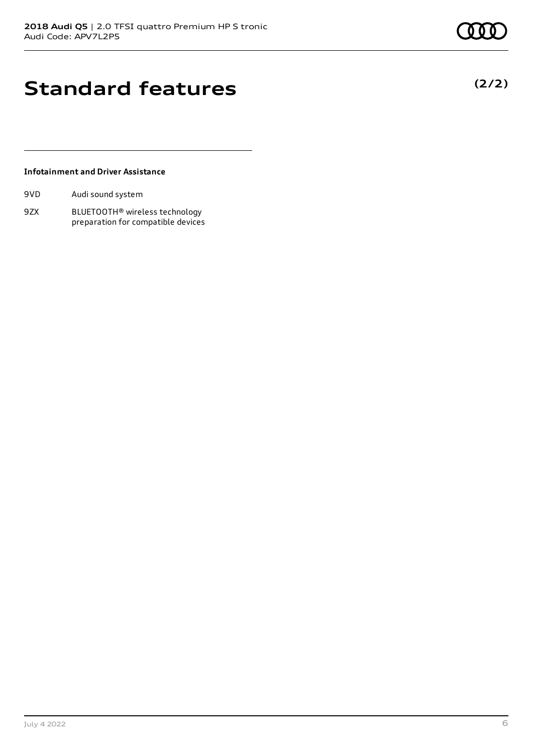# Standard features

**(2/2)**

### Infotainment and Driver Assistance

| | |
|---|---|
| 9VD | Audi sound system |
| 9ZX | BLUETOOTH® wireless technology preparation for compatible devices |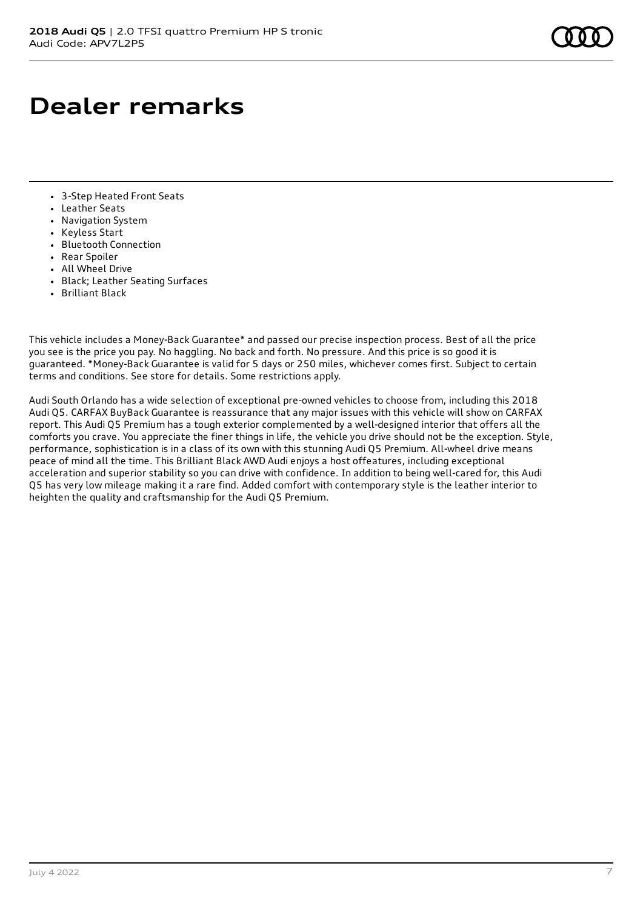# Dealer remarks

- 3-Step Heated Front Seats
- Leather Seats
- Navigation System
- Keyless Start
- Bluetooth Connection
- Rear Spoiler
- All Wheel Drive
- Black; Leather Seating Surfaces
- Brilliant Black

This vehicle includes a Money-Back Guarantee* and passed our precise inspection process. Best of all the price you see is the price you pay. No haggling. No back and forth. No pressure. And this price is so good it is guaranteed. *Money-Back Guarantee is valid for 5 days or 250 miles, whichever comes first. Subject to certain terms and conditions. See store for details. Some restrictions apply.

Audi South Orlando has a wide selection of exceptional pre-owned vehicles to choose from, including this 2018 Audi Q5. CARFAX BuyBack Guarantee is reassurance that any major issues with this vehicle will show on CARFAX report. This Audi Q5 Premium has a tough exterior complemented by a well-designed interior that offers all the comforts you crave. You appreciate the finer things in life, the vehicle you drive should not be the exception. Style, performance, sophistication is in a class of its own with this stunning Audi Q5 Premium. All-wheel drive means peace of mind all the time. This Brilliant Black AWD Audi enjoys a host offeatures, including exceptional acceleration and superior stability so you can drive with confidence. In addition to being well-cared for, this Audi Q5 has very low mileage making it a rare find. Added comfort with contemporary style is the leather interior to heighten the quality and craftsmanship for the Audi Q5 Premium.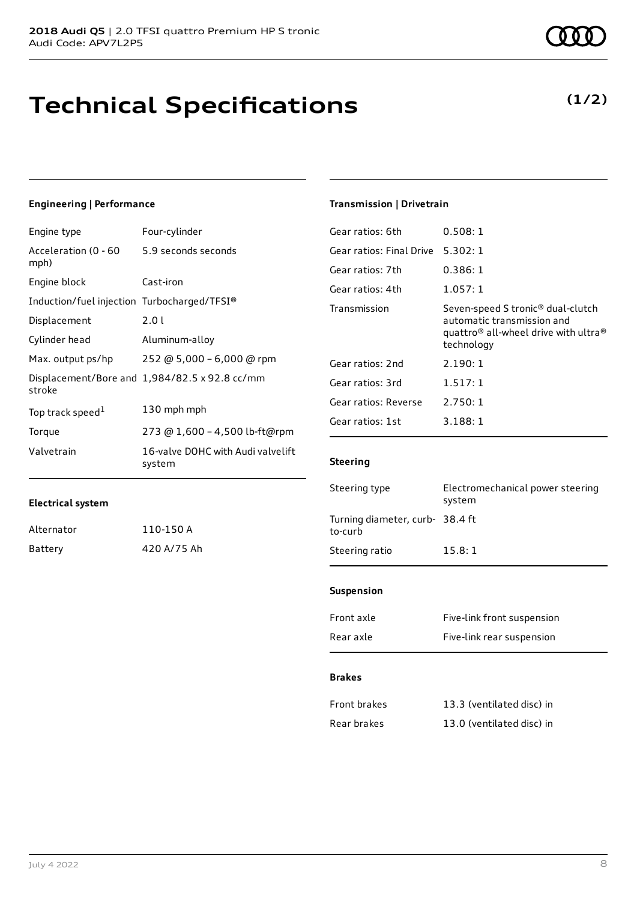# Technical Specifications

**(1/2)**

## Engineering | Performance

| | |
|---|---|
| Engine type | Four-cylinder |
| Acceleration (0 - 60 mph) | 5.9 seconds seconds |
| Engine block | Cast-iron |
| Induction/fuel injection | Turbocharged/TFSI® |
| Displacement | 2.0 l |
| Cylinder head | Aluminum-alloy |
| Max. output ps/hp | 252 @ 5,000 - 6,000 @ rpm |
| Displacement/Bore and stroke | 1,984/82.5 x 92.8 cc/mm |
| Top track speed[1] | 130 mph mph |
| Torque | 273 @ 1,600 - 4,500 lb-ft@rpm |
| Valvetrain | 16-valve DOHC with Audi valvelift system |

## Electrical system

| | |
|---|---|
| Alternator | 110-150 A |
| Battery | 420 A/75 Ah |

## Transmission | Drivetrain

| | |
|---|---|
| Gear ratios: 6th | 0.508: 1 |
| Gear ratios: Final Drive | 5.302: 1 |
| Gear ratios: 7th | 0.386: 1 |
| Gear ratios: 4th | 1.057: 1 |
| Transmission | Seven-speed S tronic® dual-clutch automatic transmission and quattro® all-wheel drive with ultra® technology |
| Gear ratios: 2nd | 2.190: 1 |
| Gear ratios: 3rd | 1.517: 1 |
| Gear ratios: Reverse | 2.750: 1 |
| Gear ratios: 1st | 3.188: 1 |

## Steering

| | |
|---|---|
| Steering type | Electromechanical power steering system |
| Turning diameter, curb-to-curb | 38.4 ft |
| Steering ratio | 15.8: 1 |

## Suspension

| | |
|---|---|
| Front axle | Five-link front suspension |
| Rear axle | Five-link rear suspension |

## Brakes

| | |
|---|---|
| Front brakes | 13.3 (ventilated disc) in |
| Rear brakes | 13.0 (ventilated disc) in |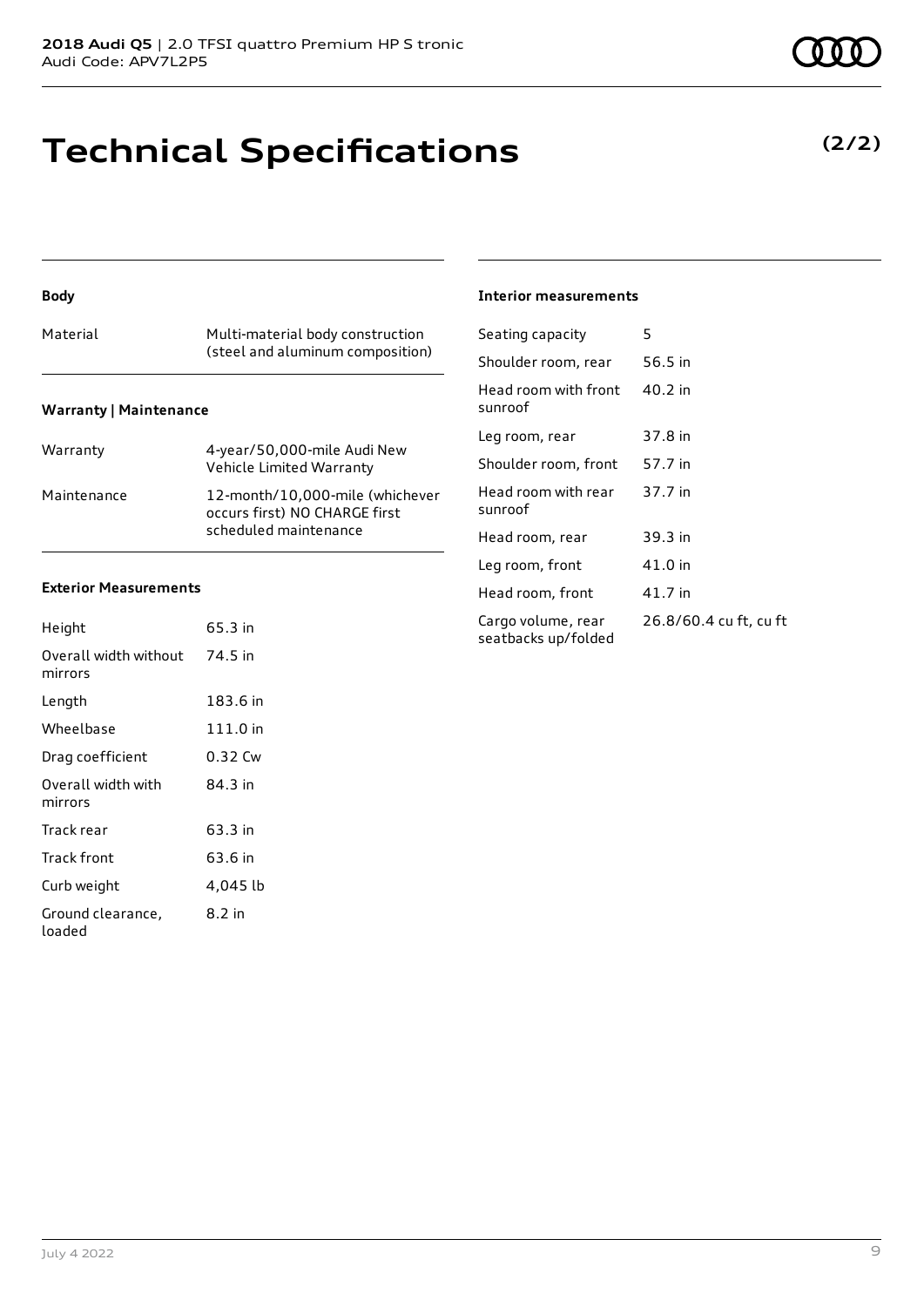# Technical Specifications

**(2/2)**

### Body

| Material | Multi-material body construction (steel and aluminum composition) |
| --- | --- |

### Warranty | Maintenance

| Warranty | 4-year/50,000-mile Audi New Vehicle Limited Warranty |
| --- | --- |
| Maintenance | 12-month/10,000-mile (whichever occurs first) NO CHARGE first scheduled maintenance |

### Exterior Measurements

| Height | 65.3 in |
| --- | --- |
| Overall width without mirrors | 74.5 in |
| Length | 183.6 in |
| Wheelbase | 111.0 in |
| Drag coefficient | 0.32 Cw |
| Overall width with mirrors | 84.3 in |
| Track rear | 63.3 in |
| Track front | 63.6 in |
| Curb weight | 4,045 lb |
| Ground clearance, loaded | 8.2 in |

### Interior measurements

| Seating capacity | 5 |
| --- | --- |
| Shoulder room, rear | 56.5 in |
| Head room with front sunroof | 40.2 in |
| Leg room, rear | 37.8 in |
| Shoulder room, front | 57.7 in |
| Head room with rear sunroof | 37.7 in |
| Head room, rear | 39.3 in |
| Leg room, front | 41.0 in |
| Head room, front | 41.7 in |
| Cargo volume, rear seatbacks up/folded | 26.8/60.4 cu ft, cu ft |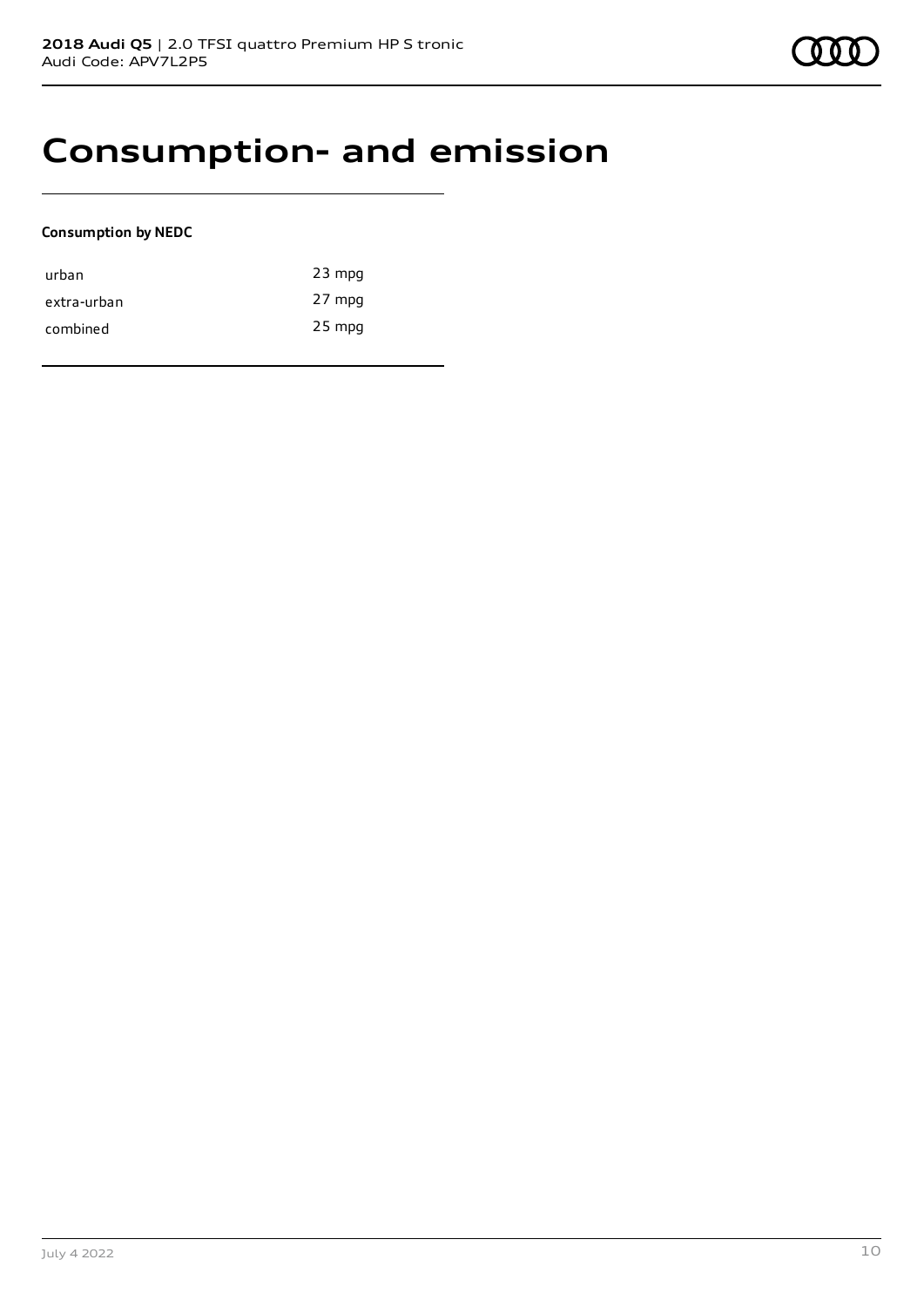# Consumption- and emission

**Consumption by NEDC**

| | |
|---|---|
| urban | 23 mpg |
| extra-urban | 27 mpg |
| combined | 25 mpg |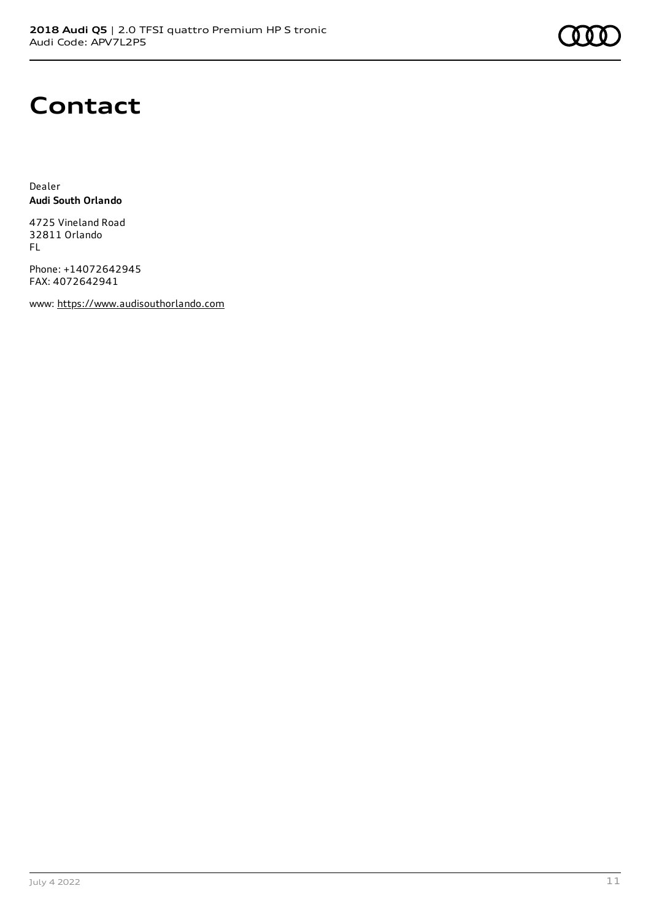# Contact

Dealer
**Audi South Orlando**

4725 Vineland Road
32811 Orlando
FL

Phone: +14072642945
FAX: 4072642941

www: https://www.audisouthorlando.com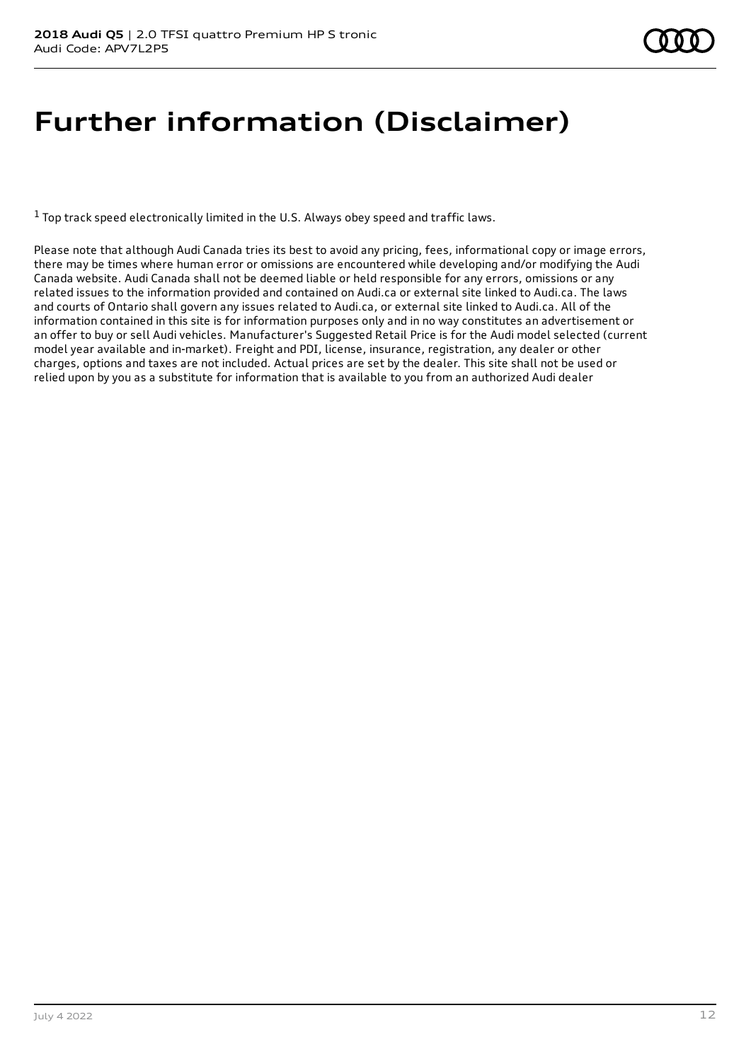# Further information (Disclaimer)

[1] Top track speed electronically limited in the U.S. Always obey speed and traffic laws.

Please note that although Audi Canada tries its best to avoid any pricing, fees, informational copy or image errors, there may be times where human error or omissions are encountered while developing and/or modifying the Audi Canada website. Audi Canada shall not be deemed liable or held responsible for any errors, omissions or any related issues to the information provided and contained on Audi.ca or external site linked to Audi.ca. The laws and courts of Ontario shall govern any issues related to Audi.ca, or external site linked to Audi.ca. All of the information contained in this site is for information purposes only and in no way constitutes an advertisement or an offer to buy or sell Audi vehicles. Manufacturer's Suggested Retail Price is for the Audi model selected (current model year available and in-market). Freight and PDI, license, insurance, registration, any dealer or other charges, options and taxes are not included. Actual prices are set by the dealer. This site shall not be used or relied upon by you as a substitute for information that is available to you from an authorized Audi dealer